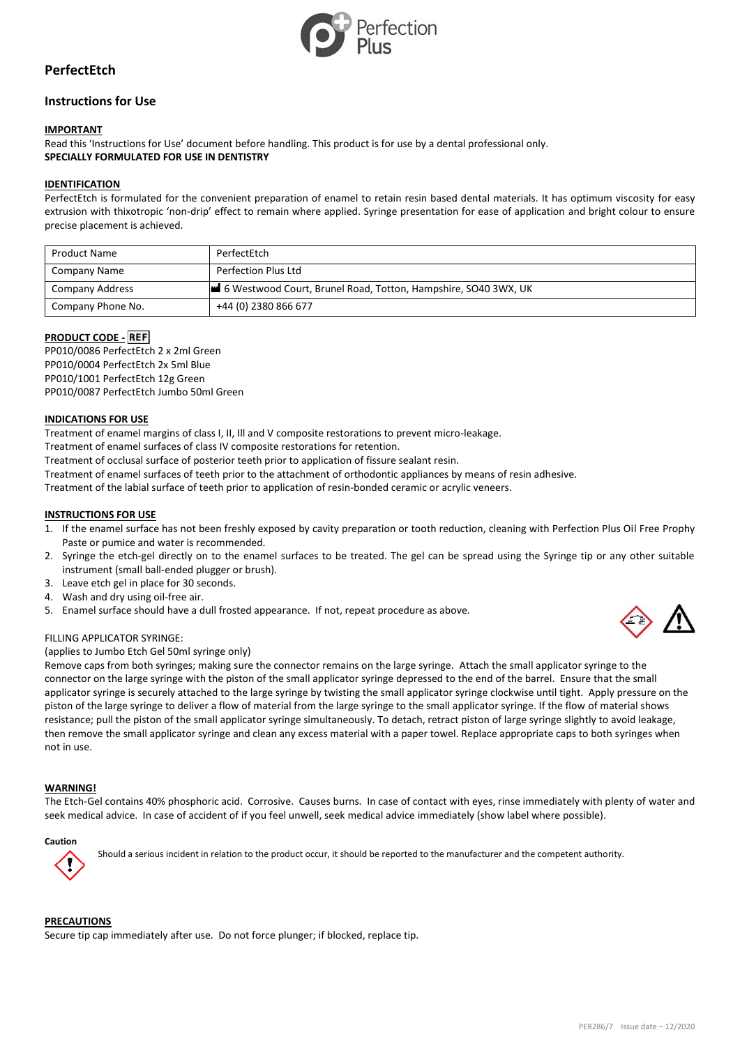# PerfectEtch

## Instructions for Use

**IMPORTANT**

Read this 'Instructions for Use' document before handling. This product is for use by a dental professional only.

**SPECIALLY FORMULATED FOR USE IN DENTISTRY**

**IDENTIFICATION**

PerfectEtch is formulated for the convenient preparation of enamel to retain resin based dental materials. It has optimum viscosity for easy extrusion with thixotropic 'non-drip' effect to remain where applied. Syringe presentation for ease of application and bright colour to ensure precise placement is achieved.

| Product Name | PerfectEtch |
|---|---|
| Company Name | Perfection Plus Ltd |
| Company Address | 6 Westwood Court, Brunel Road, Totton, Hampshire, SO40 3WX, UK |
| Company Phone No. | +44 (0) 2380 866 677 |

**PRODUCT CODE - REF**

PP010/0086 PerfectEtch 2 x 2ml Green
PP010/0004 PerfectEtch 2x 5ml Blue
PP010/1001 PerfectEtch 12g Green
PP010/0087 PerfectEtch Jumbo 50ml Green

**INDICATIONS FOR USE**

Treatment of enamel margins of class I, II, Ill and V composite restorations to prevent micro-leakage.
Treatment of enamel surfaces of class IV composite restorations for retention.
Treatment of occlusal surface of posterior teeth prior to application of fissure sealant resin.
Treatment of enamel surfaces of teeth prior to the attachment of orthodontic appliances by means of resin adhesive.
Treatment of the labial surface of teeth prior to application of resin-bonded ceramic or acrylic veneers.

**INSTRUCTIONS FOR USE**

1. If the enamel surface has not been freshly exposed by cavity preparation or tooth reduction, cleaning with Perfection Plus Oil Free Prophy Paste or pumice and water is recommended.
2. Syringe the etch-gel directly on to the enamel surfaces to be treated. The gel can be spread using the Syringe tip or any other suitable instrument (small ball-ended plugger or brush).
3. Leave etch gel in place for 30 seconds.
4. Wash and dry using oil-free air.
5. Enamel surface should have a dull frosted appearance. If not, repeat procedure as above.

FILLING APPLICATOR SYRINGE:
(applies to Jumbo Etch Gel 50ml syringe only)
Remove caps from both syringes; making sure the connector remains on the large syringe. Attach the small applicator syringe to the connector on the large syringe with the piston of the small applicator syringe depressed to the end of the barrel. Ensure that the small applicator syringe is securely attached to the large syringe by twisting the small applicator syringe clockwise until tight. Apply pressure on the piston of the large syringe to deliver a flow of material from the large syringe to the small applicator syringe. If the flow of material shows resistance; pull the piston of the small applicator syringe simultaneously. To detach, retract piston of large syringe slightly to avoid leakage, then remove the small applicator syringe and clean any excess material with a paper towel. Replace appropriate caps to both syringes when not in use.

**WARNING!**

The Etch-Gel contains 40% phosphoric acid. Corrosive. Causes burns. In case of contact with eyes, rinse immediately with plenty of water and seek medical advice. In case of accident of if you feel unwell, seek medical advice immediately (show label where possible).

**Caution**

Should a serious incident in relation to the product occur, it should be reported to the manufacturer and the competent authority.

**PRECAUTIONS**

Secure tip cap immediately after use. Do not force plunger; if blocked, replace tip.

PER286/7 Issue date – 12/2020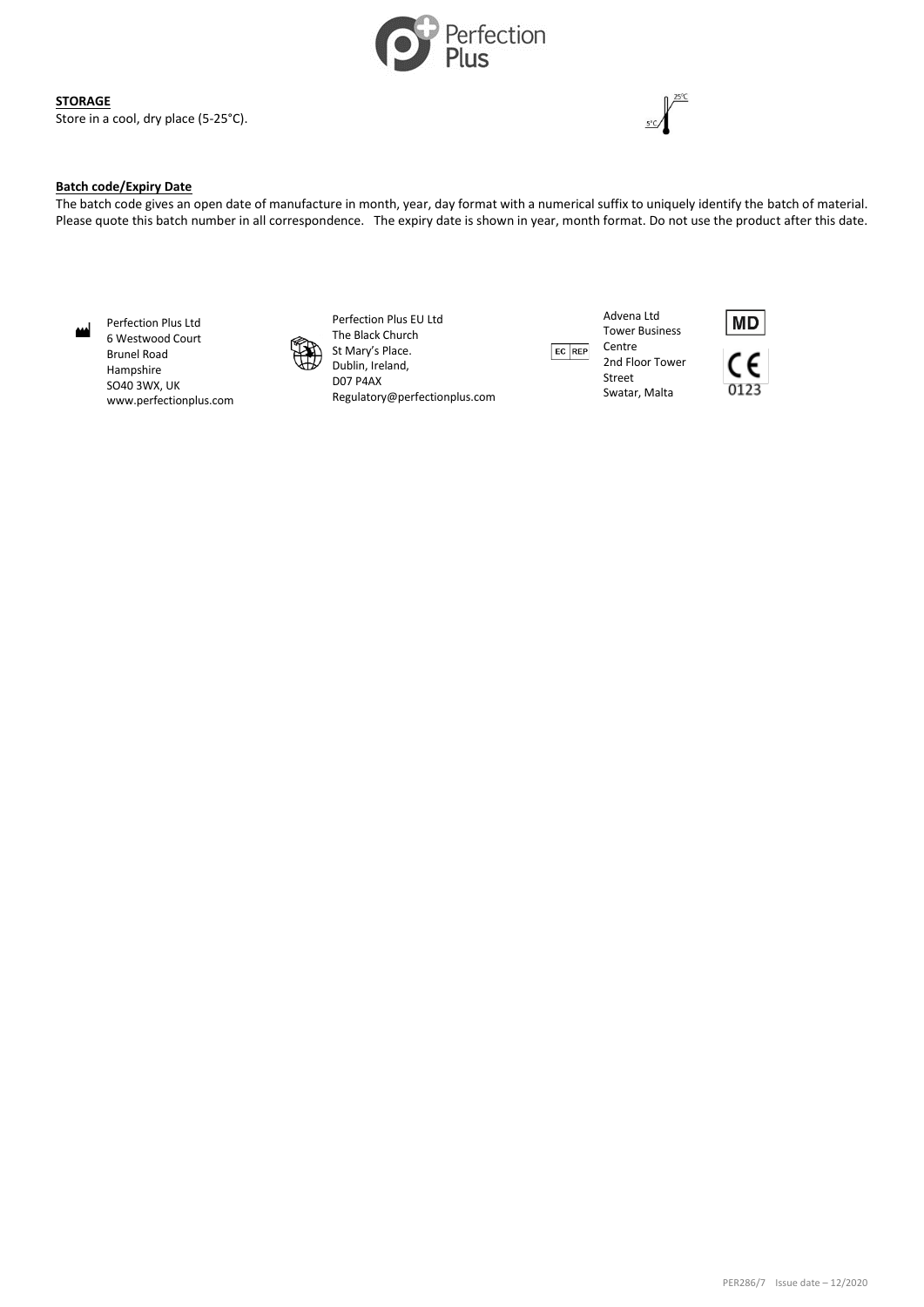**STORAGE**

Store in a cool, dry place (5-25°C).

5°C 25°C

**Batch code/Expiry Date**

The batch code gives an open date of manufacture in month, year, day format with a numerical suffix to uniquely identify the batch of material. Please quote this batch number in all correspondence. The expiry date is shown in year, month format. Do not use the product after this date.

Perfection Plus Ltd
6 Westwood Court
Brunel Road
Hampshire
SO40 3WX, UK
www.perfectionplus.com

Perfection Plus EU Ltd
The Black Church
St Mary's Place.
Dublin, Ireland,
D07 P4AX
Regulatory@perfectionplus.com

EC REP

Advena Ltd
Tower Business Centre
2nd Floor Tower Street
Swatar, Malta

MD

CE 0123

PER286/7 Issue date – 12/2020